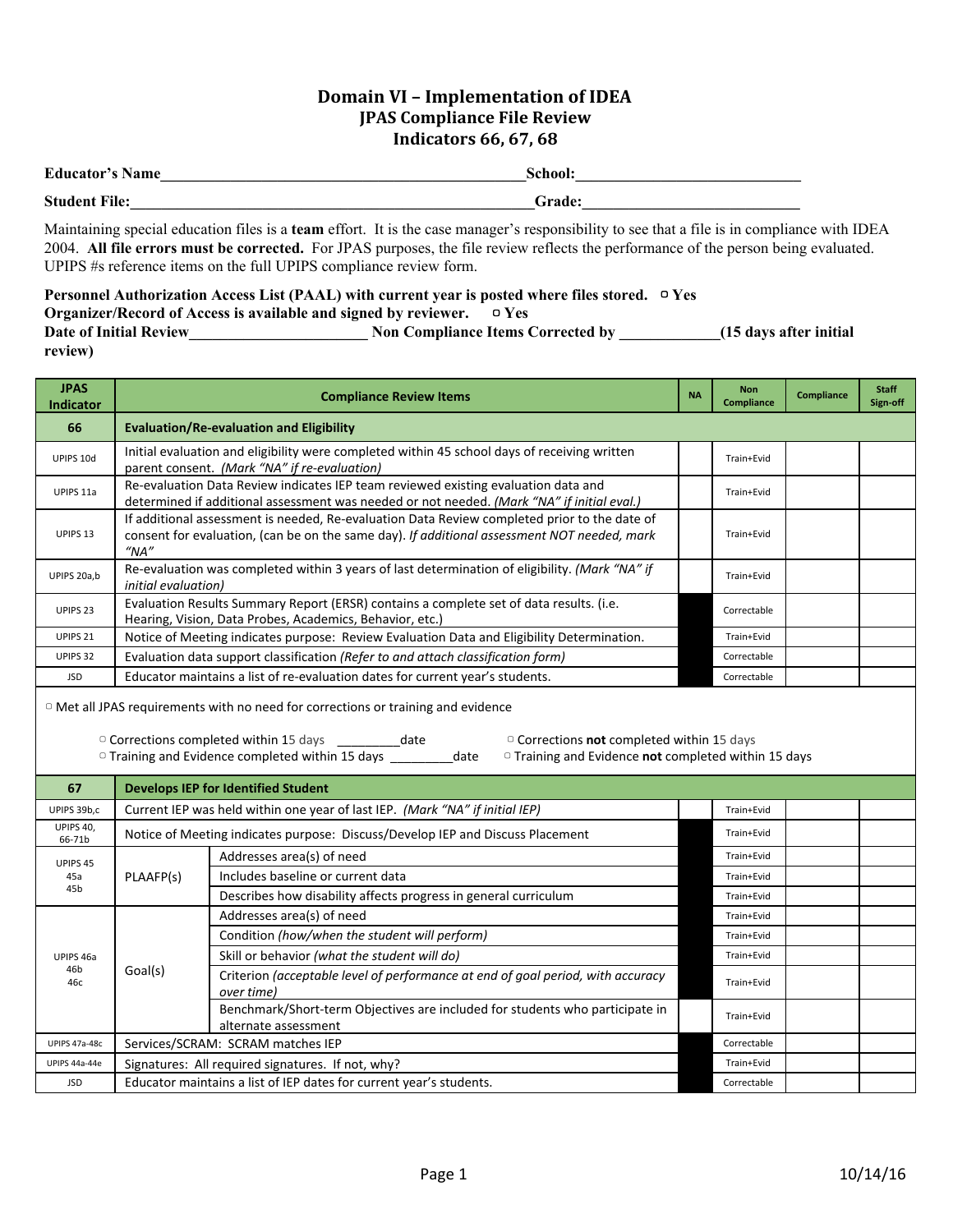# Domain VI – Implementation of IDEA
## JPAS Compliance File Review
## Indicators 66, 67, 68

**Educator's Name**\_\_\_\_\_\_\_\_\_\_\_\_\_\_\_\_\_\_\_\_\_\_\_\_\_\_\_\_\_\_\_\_\_\_\_\_\_\_\_\_\_\_\_\_\_\_\_\_**School:**\_\_\_\_\_\_\_\_\_\_\_\_\_\_\_\_\_\_\_\_\_\_\_\_\_\_\_\_\_\_

**Student File:**\_\_\_\_\_\_\_\_\_\_\_\_\_\_\_\_\_\_\_\_\_\_\_\_\_\_\_\_\_\_\_\_\_\_\_\_\_\_\_\_\_\_\_\_\_\_\_\_\_\_\_\_**Grade:**\_\_\_\_\_\_\_\_\_\_\_\_\_\_\_\_\_\_\_\_\_\_\_\_\_\_\_\_\_\_

Maintaining special education files is a **team** effort. It is the case manager's responsibility to see that a file is in compliance with IDEA 2004. **All file errors must be corrected.** For JPAS purposes, the file review reflects the performance of the person being evaluated. UPIPS #s reference items on the full UPIPS compliance review form.

**Personnel Authorization Access List (PAAL) with current year is posted where files stored.** ▢ **Yes**
**Organizer/Record of Access is available and signed by reviewer.** ▢ **Yes**
**Date of Initial Review**\_\_\_\_\_\_\_\_\_\_\_\_\_\_\_\_\_\_\_\_\_\_\_\_ **Non Compliance Items Corrected by** \_\_\_\_\_\_\_\_\_\_\_\_\_**(15 days after initial review)**

| JPAS Indicator | Compliance Review Items | | NA | Non Compliance | Compliance | Staff Sign-off |
|---|---|---|---|---|---|---|
| **66** | **Evaluation/Re-evaluation and Eligibility** | | | | | |
| UPIPS 10d | Initial evaluation and eligibility were completed within 45 school days of receiving written parent consent. *(Mark "NA" if re-evaluation)* | | | Train+Evid | | |
| UPIPS 11a | Re-evaluation Data Review indicates IEP team reviewed existing evaluation data and determined if additional assessment was needed or not needed. *(Mark "NA" if initial eval.)* | | | Train+Evid | | |
| UPIPS 13 | If additional assessment is needed, Re-evaluation Data Review completed prior to the date of consent for evaluation, (can be on the same day). *If additional assessment NOT needed, mark "NA"* | | | Train+Evid | | |
| UPIPS 20a,b | Re-evaluation was completed within 3 years of last determination of eligibility. *(Mark "NA" if initial evaluation)* | | | Train+Evid | | |
| UPIPS 23 | Evaluation Results Summary Report (ERSR) contains a complete set of data results. (i.e. Hearing, Vision, Data Probes, Academics, Behavior, etc.) | | | Correctable | | |
| UPIPS 21 | Notice of Meeting indicates purpose: Review Evaluation Data and Eligibility Determination. | | | Train+Evid | | |
| UPIPS 32 | Evaluation data support classification *(Refer to and attach classification form)* | | | Correctable | | |
| JSD | Educator maintains a list of re-evaluation dates for current year's students. | | | Correctable | | |
| ▢ Met all JPAS requirements with no need for corrections or training and evidence<br><br>▢ Corrections completed within 15 days \_\_\_\_\_\_\_\_\_date ▢ Corrections **not** completed within 15 days<br>▢ Training and Evidence completed within 15 days \_\_\_\_\_\_\_\_\_date ▢ Training and Evidence **not** completed within 15 days | | | | | | |
| **67** | **Develops IEP for Identified Student** | | | | | |
| UPIPS 39b,c | Current IEP was held within one year of last IEP. *(Mark "NA" if initial IEP)* | | | Train+Evid | | |
| UPIPS 40, 66-71b | Notice of Meeting indicates purpose: Discuss/Develop IEP and Discuss Placement | | | Train+Evid | | |
| UPIPS 45 45a 45b | PLAAFP(s) | Addresses area(s) of need | | Train+Evid | | |
| | | Includes baseline or current data | | Train+Evid | | |
| | | Describes how disability affects progress in general curriculum | | Train+Evid | | |
| UPIPS 46a 46b 46c | Goal(s) | Addresses area(s) of need | | Train+Evid | | |
| | | Condition *(how/when the student will perform)* | | Train+Evid | | |
| | | Skill or behavior *(what the student will do)* | | Train+Evid | | |
| | | Criterion *(acceptable level of performance at end of goal period, with accuracy over time)* | | Train+Evid | | |
| | | Benchmark/Short-term Objectives are included for students who participate in alternate assessment | | Train+Evid | | |
| UPIPS 47a-48c | Services/SCRAM: SCRAM matches IEP | | | Correctable | | |
| UPIPS 44a-44e | Signatures: All required signatures. If not, why? | | | Train+Evid | | |
| JSD | Educator maintains a list of IEP dates for current year's students. | | | Correctable | | |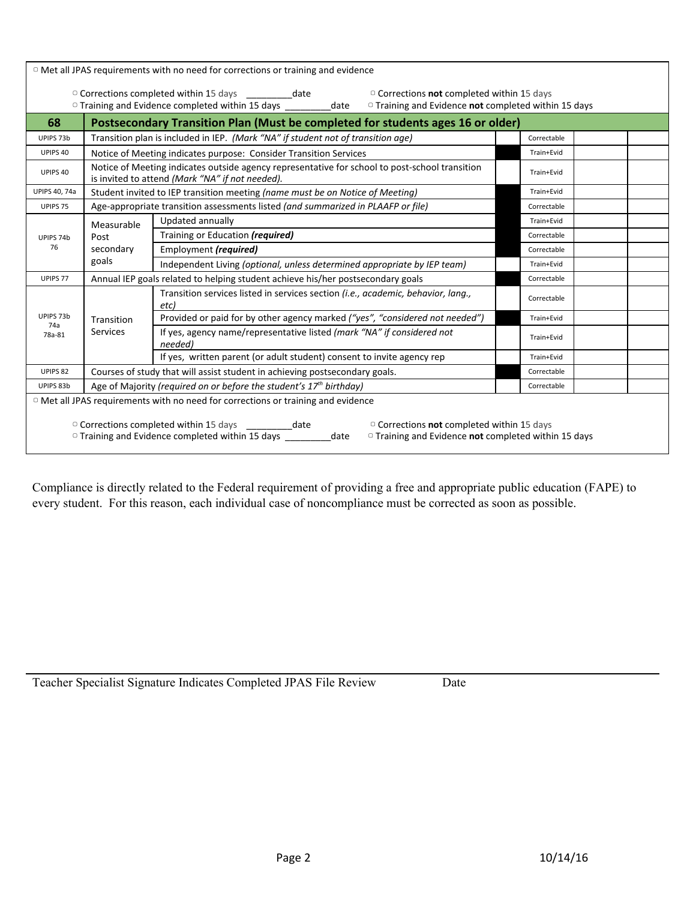▢ Met all JPAS requirements with no need for corrections or training and evidence

▢ Corrections completed within 15 days _________date ▢ Corrections **not** completed within 15 days
▢ Training and Evidence completed within 15 days _________date ▢ Training and Evidence **not** completed within 15 days

| 68 | Postsecondary Transition Plan (Must be completed for students ages 16 or older) | | | | | |
|---|---|---|---|---|---|---|
| UPIPS 73b | Transition plan is included in IEP. *(Mark "NA" if student not of transition age)* | | | Correctable | | |
| UPIPS 40 | Notice of Meeting indicates purpose: Consider Transition Services | | | Train+Evid | | |
| UPIPS 40 | Notice of Meeting indicates outside agency representative for school to post-school transition is invited to attend *(Mark "NA" if not needed).* | | | Train+Evid | | |
| UPIPS 40, 74a | Student invited to IEP transition meeting *(name must be on Notice of Meeting)* | | | Train+Evid | | |
| UPIPS 75 | Age-appropriate transition assessments listed *(and summarized in PLAAFP or file)* | | | Correctable | | |
| UPIPS 74b 76 | Measurable Post secondary goals | Updated annually | | Train+Evid | | |
| | | Training or Education ***(required)*** | | Correctable | | |
| | | Employment ***(required)*** | | Correctable | | |
| | | Independent Living *(optional, unless determined appropriate by IEP team)* | | Train+Evid | | |
| UPIPS 77 | Annual IEP goals related to helping student achieve his/her postsecondary goals | | | Correctable | | |
| UPIPS 73b 74a 78a-81 | Transition Services | Transition services listed in services section *(i.e., academic, behavior, lang., etc)* | | Correctable | | |
| | | Provided or paid for by other agency marked *("yes", "considered not needed")* | | Train+Evid | | |
| | | If yes, agency name/representative listed *(mark "NA" if considered not needed)* | | Train+Evid | | |
| | | If yes, written parent (or adult student) consent to invite agency rep | | Train+Evid | | |
| UPIPS 82 | Courses of study that will assist student in achieving postsecondary goals. | | | Correctable | | |
| UPIPS 83b | Age of Majority *(required on or before the student's 17th birthday)* | | | Correctable | | |

▢ Met all JPAS requirements with no need for corrections or training and evidence

▢ Corrections completed within 15 days _________date ▢ Corrections **not** completed within 15 days
▢ Training and Evidence completed within 15 days _________date ▢ Training and Evidence **not** completed within 15 days

Compliance is directly related to the Federal requirement of providing a free and appropriate public education (FAPE) to every student. For this reason, each individual case of noncompliance must be corrected as soon as possible.

Teacher Specialist Signature Indicates Completed JPAS File Review Date

10/14/16